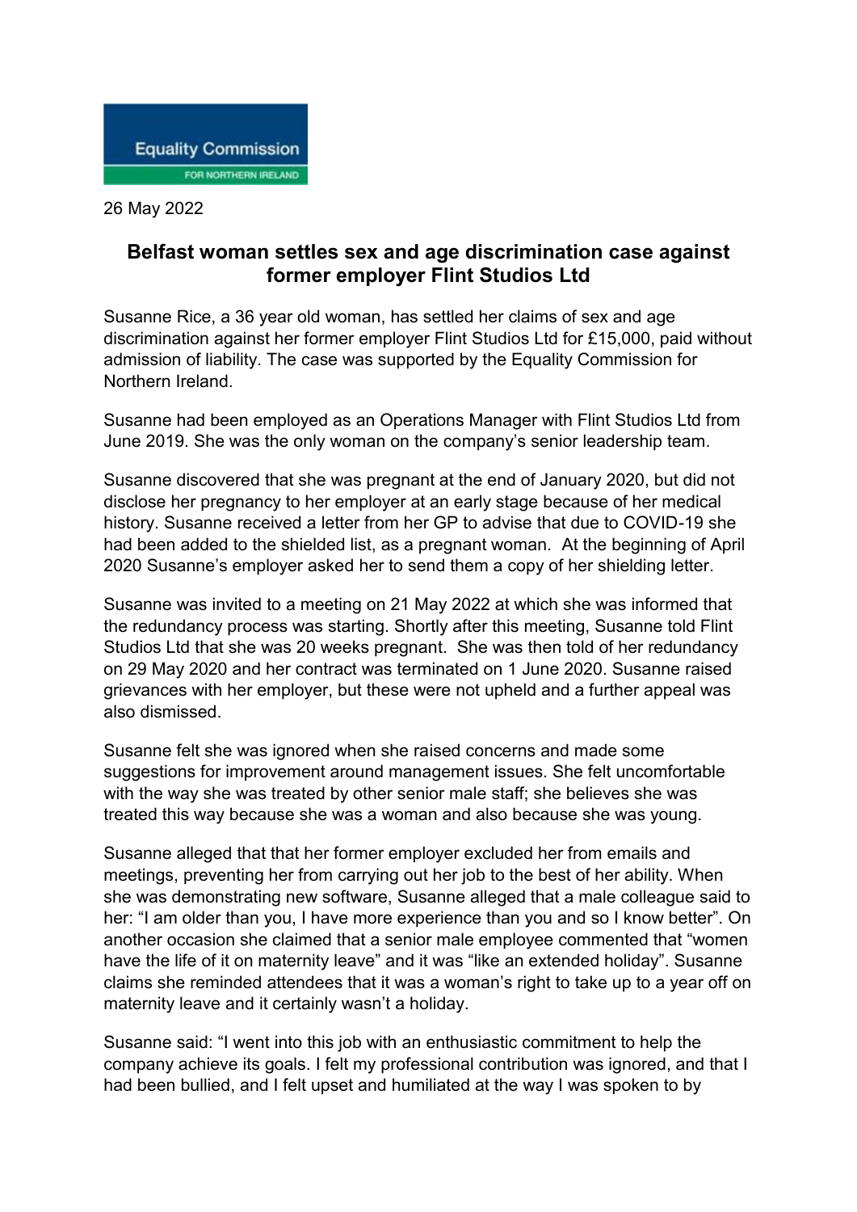Equality Commission FOR NORTHERN IRELAND

26 May 2022

## Belfast woman settles sex and age discrimination case against former employer Flint Studios Ltd

Susanne Rice, a 36 year old woman, has settled her claims of sex and age discrimination against her former employer Flint Studios Ltd for £15,000, paid without admission of liability. The case was supported by the Equality Commission for Northern Ireland.

Susanne had been employed as an Operations Manager with Flint Studios Ltd from June 2019. She was the only woman on the company's senior leadership team.

Susanne discovered that she was pregnant at the end of January 2020, but did not disclose her pregnancy to her employer at an early stage because of her medical history. Susanne received a letter from her GP to advise that due to COVID-19 she had been added to the shielded list, as a pregnant woman. At the beginning of April 2020 Susanne's employer asked her to send them a copy of her shielding letter.

Susanne was invited to a meeting on 21 May 2022 at which she was informed that the redundancy process was starting. Shortly after this meeting, Susanne told Flint Studios Ltd that she was 20 weeks pregnant. She was then told of her redundancy on 29 May 2020 and her contract was terminated on 1 June 2020. Susanne raised grievances with her employer, but these were not upheld and a further appeal was also dismissed.

Susanne felt she was ignored when she raised concerns and made some suggestions for improvement around management issues. She felt uncomfortable with the way she was treated by other senior male staff; she believes she was treated this way because she was a woman and also because she was young.

Susanne alleged that that her former employer excluded her from emails and meetings, preventing her from carrying out her job to the best of her ability. When she was demonstrating new software, Susanne alleged that a male colleague said to her: "I am older than you, I have more experience than you and so I know better". On another occasion she claimed that a senior male employee commented that "women have the life of it on maternity leave" and it was "like an extended holiday". Susanne claims she reminded attendees that it was a woman's right to take up to a year off on maternity leave and it certainly wasn't a holiday.

Susanne said: "I went into this job with an enthusiastic commitment to help the company achieve its goals. I felt my professional contribution was ignored, and that I had been bullied, and I felt upset and humiliated at the way I was spoken to by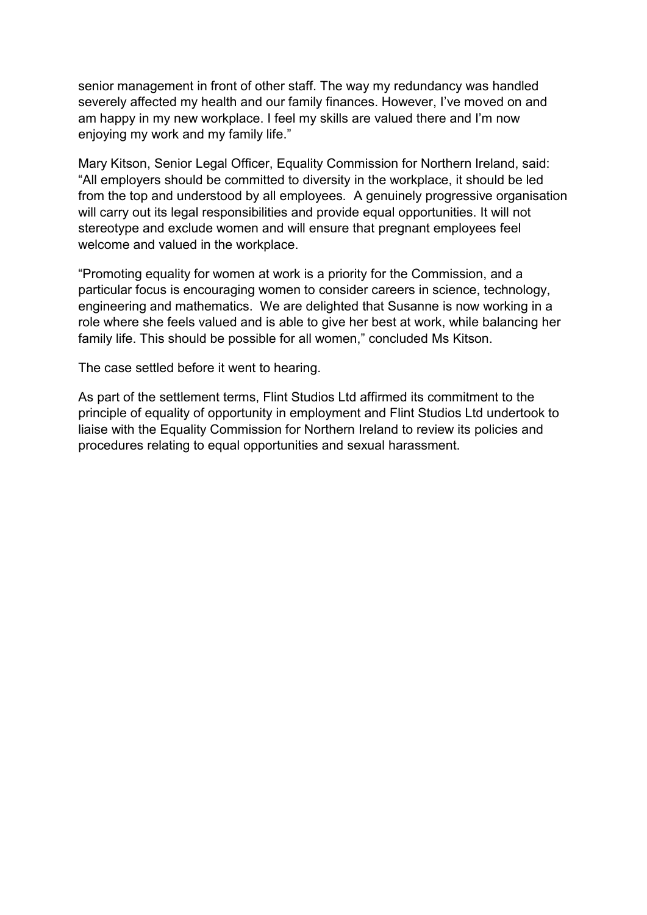senior management in front of other staff. The way my redundancy was handled severely affected my health and our family finances. However, I've moved on and am happy in my new workplace. I feel my skills are valued there and I'm now enjoying my work and my family life."

Mary Kitson, Senior Legal Officer, Equality Commission for Northern Ireland, said: "All employers should be committed to diversity in the workplace, it should be led from the top and understood by all employees. A genuinely progressive organisation will carry out its legal responsibilities and provide equal opportunities. It will not stereotype and exclude women and will ensure that pregnant employees feel welcome and valued in the workplace.

"Promoting equality for women at work is a priority for the Commission, and a particular focus is encouraging women to consider careers in science, technology, engineering and mathematics. We are delighted that Susanne is now working in a role where she feels valued and is able to give her best at work, while balancing her family life. This should be possible for all women," concluded Ms Kitson.

The case settled before it went to hearing.

As part of the settlement terms, Flint Studios Ltd affirmed its commitment to the principle of equality of opportunity in employment and Flint Studios Ltd undertook to liaise with the Equality Commission for Northern Ireland to review its policies and procedures relating to equal opportunities and sexual harassment.